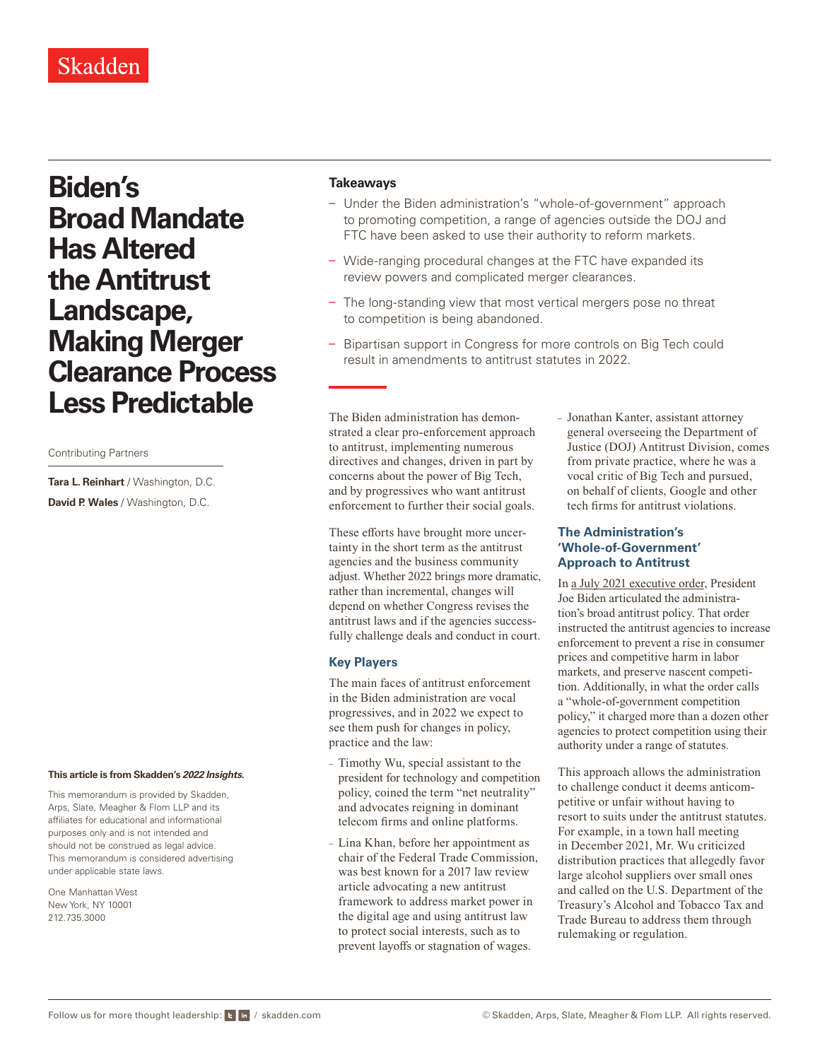Skadden

# Biden's Broad Mandate Has Altered the Antitrust Landscape, Making Merger Clearance Process Less Predictable

Contributing Partners

**Tara L. Reinhart** / Washington, D.C.

**David P. Wales** / Washington, D.C.

**This article is from Skadden's *2022 Insights*.**

This memorandum is provided by Skadden, Arps, Slate, Meagher & Flom LLP and its affiliates for educational and informational purposes only and is not intended and should not be construed as legal advice. This memorandum is considered advertising under applicable state laws.

One Manhattan West
New York, NY 10001
212.735.3000

## Takeaways

- Under the Biden administration's "whole-of-government" approach to promoting competition, a range of agencies outside the DOJ and FTC have been asked to use their authority to reform markets.
- Wide-ranging procedural changes at the FTC have expanded its review powers and complicated merger clearances.
- The long-standing view that most vertical mergers pose no threat to competition is being abandoned.
- Bipartisan support in Congress for more controls on Big Tech could result in amendments to antitrust statutes in 2022.

The Biden administration has demonstrated a clear pro-enforcement approach to antitrust, implementing numerous directives and changes, driven in part by concerns about the power of Big Tech, and by progressives who want antitrust enforcement to further their social goals.

These efforts have brought more uncertainty in the short term as the antitrust agencies and the business community adjust. Whether 2022 brings more dramatic, rather than incremental, changes will depend on whether Congress revises the antitrust laws and if the agencies successfully challenge deals and conduct in court.

### Key Players

The main faces of antitrust enforcement in the Biden administration are vocal progressives, and in 2022 we expect to see them push for changes in policy, practice and the law:

- Timothy Wu, special assistant to the president for technology and competition policy, coined the term "net neutrality" and advocates reigning in dominant telecom firms and online platforms.
- Lina Khan, before her appointment as chair of the Federal Trade Commission, was best known for a 2017 law review article advocating a new antitrust framework to address market power in the digital age and using antitrust law to protect social interests, such as to prevent layoffs or stagnation of wages.
- Jonathan Kanter, assistant attorney general overseeing the Department of Justice (DOJ) Antitrust Division, comes from private practice, where he was a vocal critic of Big Tech and pursued, on behalf of clients, Google and other tech firms for antitrust violations.

### The Administration's 'Whole-of-Government' Approach to Antitrust

In a July 2021 executive order, President Joe Biden articulated the administration's broad antitrust policy. That order instructed the antitrust agencies to increase enforcement to prevent a rise in consumer prices and competitive harm in labor markets, and preserve nascent competition. Additionally, in what the order calls a "whole-of-government competition policy," it charged more than a dozen other agencies to protect competition using their authority under a range of statutes.

This approach allows the administration to challenge conduct it deems anticompetitive or unfair without having to resort to suits under the antitrust statutes. For example, in a town hall meeting in December 2021, Mr. Wu criticized distribution practices that allegedly favor large alcohol suppliers over small ones and called on the U.S. Department of the Treasury's Alcohol and Tobacco Tax and Trade Bureau to address them through rulemaking or regulation.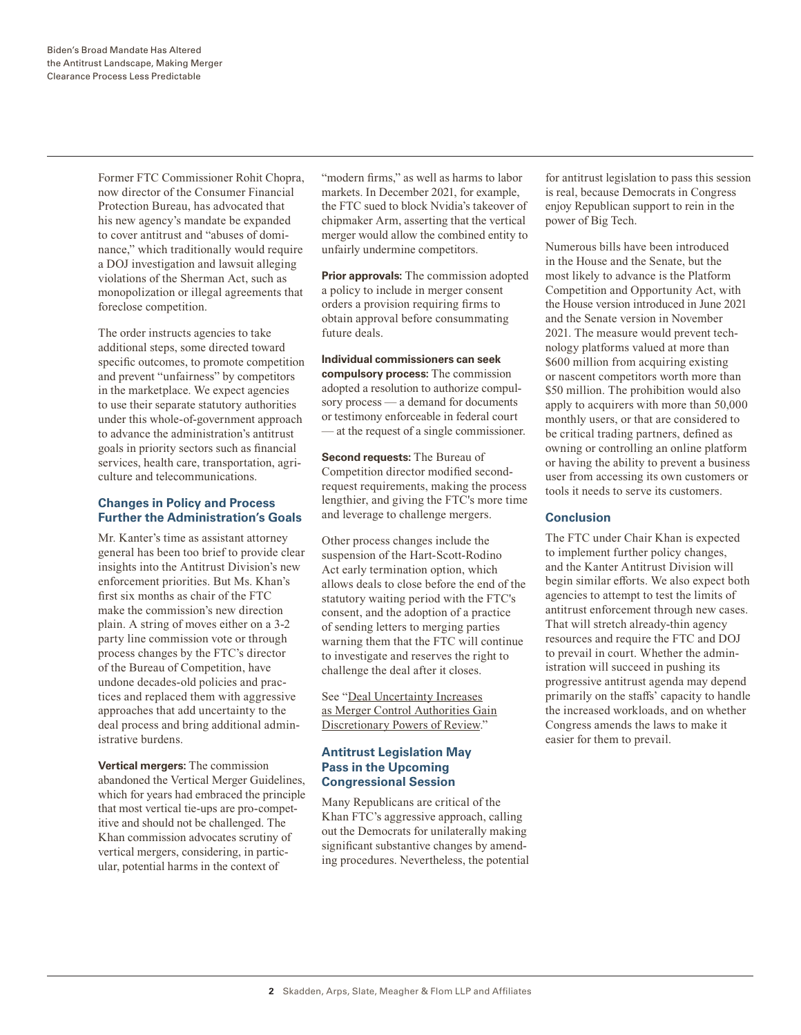Former FTC Commissioner Rohit Chopra, now director of the Consumer Financial Protection Bureau, has advocated that his new agency's mandate be expanded to cover antitrust and "abuses of dominance," which traditionally would require a DOJ investigation and lawsuit alleging violations of the Sherman Act, such as monopolization or illegal agreements that foreclose competition.

The order instructs agencies to take additional steps, some directed toward specific outcomes, to promote competition and prevent "unfairness" by competitors in the marketplace. We expect agencies to use their separate statutory authorities under this whole-of-government approach to advance the administration's antitrust goals in priority sectors such as financial services, health care, transportation, agriculture and telecommunications.

## Changes in Policy and Process Further the Administration's Goals

Mr. Kanter's time as assistant attorney general has been too brief to provide clear insights into the Antitrust Division's new enforcement priorities. But Ms. Khan's first six months as chair of the FTC make the commission's new direction plain. A string of moves either on a 3-2 party line commission vote or through process changes by the FTC's director of the Bureau of Competition, have undone decades-old policies and practices and replaced them with aggressive approaches that add uncertainty to the deal process and bring additional administrative burdens.

**Vertical mergers:** The commission abandoned the Vertical Merger Guidelines, which for years had embraced the principle that most vertical tie-ups are pro-competitive and should not be challenged. The Khan commission advocates scrutiny of vertical mergers, considering, in particular, potential harms in the context of "modern firms," as well as harms to labor markets. In December 2021, for example, the FTC sued to block Nvidia's takeover of chipmaker Arm, asserting that the vertical merger would allow the combined entity to unfairly undermine competitors.

**Prior approvals:** The commission adopted a policy to include in merger consent orders a provision requiring firms to obtain approval before consummating future deals.

**Individual commissioners can seek compulsory process:** The commission adopted a resolution to authorize compulsory process — a demand for documents or testimony enforceable in federal court — at the request of a single commissioner.

**Second requests:** The Bureau of Competition director modified second-request requirements, making the process lengthier, and giving the FTC's more time and leverage to challenge mergers.

Other process changes include the suspension of the Hart-Scott-Rodino Act early termination option, which allows deals to close before the end of the statutory waiting period with the FTC's consent, and the adoption of a practice of sending letters to merging parties warning them that the FTC will continue to investigate and reserves the right to challenge the deal after it closes.

See "Deal Uncertainty Increases as Merger Control Authorities Gain Discretionary Powers of Review."

## Antitrust Legislation May Pass in the Upcoming Congressional Session

Many Republicans are critical of the Khan FTC's aggressive approach, calling out the Democrats for unilaterally making significant substantive changes by amending procedures. Nevertheless, the potential for antitrust legislation to pass this session is real, because Democrats in Congress enjoy Republican support to rein in the power of Big Tech.

Numerous bills have been introduced in the House and the Senate, but the most likely to advance is the Platform Competition and Opportunity Act, with the House version introduced in June 2021 and the Senate version in November 2021. The measure would prevent technology platforms valued at more than $600 million from acquiring existing or nascent competitors worth more than $50 million. The prohibition would also apply to acquirers with more than 50,000 monthly users, or that are considered to be critical trading partners, defined as owning or controlling an online platform or having the ability to prevent a business user from accessing its own customers or tools it needs to serve its customers.

## Conclusion

The FTC under Chair Khan is expected to implement further policy changes, and the Kanter Antitrust Division will begin similar efforts. We also expect both agencies to attempt to test the limits of antitrust enforcement through new cases. That will stretch already-thin agency resources and require the FTC and DOJ to prevail in court. Whether the administration will succeed in pushing its progressive antitrust agenda may depend primarily on the staffs' capacity to handle the increased workloads, and on whether Congress amends the laws to make it easier for them to prevail.